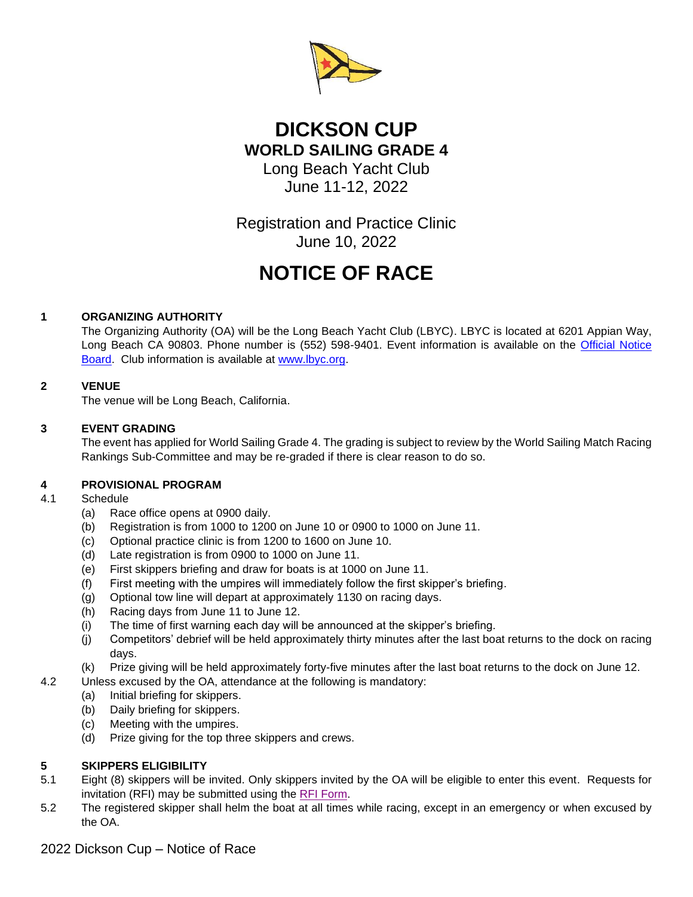# DICKSON CUP

## WORLD SAILING GRADE 4

Long Beach Yacht Club
June 11-12, 2022

Registration and Practice Clinic
June 10, 2022

# NOTICE OF RACE

**1 ORGANIZING AUTHORITY**

The Organizing Authority (OA) will be the Long Beach Yacht Club (LBYC). LBYC is located at 6201 Appian Way, Long Beach CA 90803. Phone number is (552) 598-9401. Event information is available on the Official Notice Board. Club information is available at www.lbyc.org.

**2 VENUE**

The venue will be Long Beach, California.

**3 EVENT GRADING**

The event has applied for World Sailing Grade 4. The grading is subject to review by the World Sailing Match Racing Rankings Sub-Committee and may be re-graded if there is clear reason to do so.

**4 PROVISIONAL PROGRAM**

4.1 Schedule

- (a) Race office opens at 0900 daily.
- (b) Registration is from 1000 to 1200 on June 10 or 0900 to 1000 on June 11.
- (c) Optional practice clinic is from 1200 to 1600 on June 10.
- (d) Late registration is from 0900 to 1000 on June 11.
- (e) First skippers briefing and draw for boats is at 1000 on June 11.
- (f) First meeting with the umpires will immediately follow the first skipper's briefing.
- (g) Optional tow line will depart at approximately 1130 on racing days.
- (h) Racing days from June 11 to June 12.
- (i) The time of first warning each day will be announced at the skipper's briefing.
- (j) Competitors' debrief will be held approximately thirty minutes after the last boat returns to the dock on racing days.
- (k) Prize giving will be held approximately forty-five minutes after the last boat returns to the dock on June 12.

4.2 Unless excused by the OA, attendance at the following is mandatory:

- (a) Initial briefing for skippers.
- (b) Daily briefing for skippers.
- (c) Meeting with the umpires.
- (d) Prize giving for the top three skippers and crews.

**5 SKIPPERS ELIGIBILITY**

5.1 Eight (8) skippers will be invited. Only skippers invited by the OA will be eligible to enter this event. Requests for invitation (RFI) may be submitted using the RFI Form.

5.2 The registered skipper shall helm the boat at all times while racing, except in an emergency or when excused by the OA.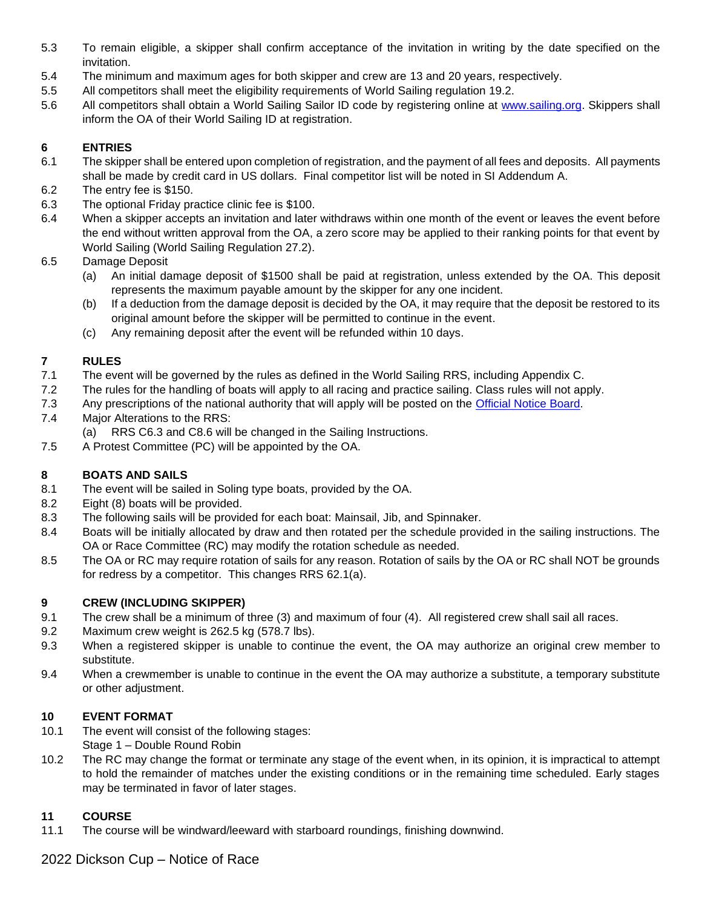5.3 To remain eligible, a skipper shall confirm acceptance of the invitation in writing by the date specified on the invitation.

5.4 The minimum and maximum ages for both skipper and crew are 13 and 20 years, respectively.

5.5 All competitors shall meet the eligibility requirements of World Sailing regulation 19.2.

5.6 All competitors shall obtain a World Sailing Sailor ID code by registering online at [www.sailing.org](www.sailing.org). Skippers shall inform the OA of their World Sailing ID at registration.

## 6 ENTRIES

6.1 The skipper shall be entered upon completion of registration, and the payment of all fees and deposits. All payments shall be made by credit card in US dollars. Final competitor list will be noted in SI Addendum A.

6.2 The entry fee is $150.

6.3 The optional Friday practice clinic fee is $100.

6.4 When a skipper accepts an invitation and later withdraws within one month of the event or leaves the event before the end without written approval from the OA, a zero score may be applied to their ranking points for that event by World Sailing (World Sailing Regulation 27.2).

6.5 Damage Deposit

(a) An initial damage deposit of $1500 shall be paid at registration, unless extended by the OA. This deposit represents the maximum payable amount by the skipper for any one incident.

(b) If a deduction from the damage deposit is decided by the OA, it may require that the deposit be restored to its original amount before the skipper will be permitted to continue in the event.

(c) Any remaining deposit after the event will be refunded within 10 days.

## 7 RULES

7.1 The event will be governed by the rules as defined in the World Sailing RRS, including Appendix C.

7.2 The rules for the handling of boats will apply to all racing and practice sailing. Class rules will not apply.

7.3 Any prescriptions of the national authority that will apply will be posted on the Official Notice Board.

7.4 Major Alterations to the RRS:

(a) RRS C6.3 and C8.6 will be changed in the Sailing Instructions.

7.5 A Protest Committee (PC) will be appointed by the OA.

## 8 BOATS AND SAILS

8.1 The event will be sailed in Soling type boats, provided by the OA.

8.2 Eight (8) boats will be provided.

8.3 The following sails will be provided for each boat: Mainsail, Jib, and Spinnaker.

8.4 Boats will be initially allocated by draw and then rotated per the schedule provided in the sailing instructions. The OA or Race Committee (RC) may modify the rotation schedule as needed.

8.5 The OA or RC may require rotation of sails for any reason. Rotation of sails by the OA or RC shall NOT be grounds for redress by a competitor. This changes RRS 62.1(a).

## 9 CREW (INCLUDING SKIPPER)

9.1 The crew shall be a minimum of three (3) and maximum of four (4). All registered crew shall sail all races.

9.2 Maximum crew weight is 262.5 kg (578.7 lbs).

9.3 When a registered skipper is unable to continue the event, the OA may authorize an original crew member to substitute.

9.4 When a crewmember is unable to continue in the event the OA may authorize a substitute, a temporary substitute or other adjustment.

## 10 EVENT FORMAT

10.1 The event will consist of the following stages:
Stage 1 – Double Round Robin

10.2 The RC may change the format or terminate any stage of the event when, in its opinion, it is impractical to attempt to hold the remainder of matches under the existing conditions or in the remaining time scheduled. Early stages may be terminated in favor of later stages.

## 11 COURSE

11.1 The course will be windward/leeward with starboard roundings, finishing downwind.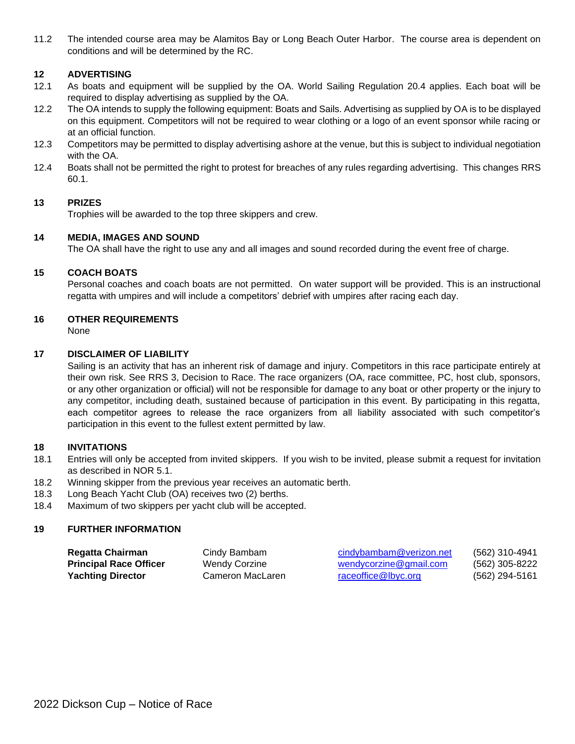11.2 The intended course area may be Alamitos Bay or Long Beach Outer Harbor. The course area is dependent on conditions and will be determined by the RC.

## 12 ADVERTISING

12.1 As boats and equipment will be supplied by the OA. World Sailing Regulation 20.4 applies. Each boat will be required to display advertising as supplied by the OA.

12.2 The OA intends to supply the following equipment: Boats and Sails. Advertising as supplied by OA is to be displayed on this equipment. Competitors will not be required to wear clothing or a logo of an event sponsor while racing or at an official function.

12.3 Competitors may be permitted to display advertising ashore at the venue, but this is subject to individual negotiation with the OA.

12.4 Boats shall not be permitted the right to protest for breaches of any rules regarding advertising. This changes RRS 60.1.

## 13 PRIZES

Trophies will be awarded to the top three skippers and crew.

## 14 MEDIA, IMAGES AND SOUND

The OA shall have the right to use any and all images and sound recorded during the event free of charge.

## 15 COACH BOATS

Personal coaches and coach boats are not permitted. On water support will be provided. This is an instructional regatta with umpires and will include a competitors' debrief with umpires after racing each day.

## 16 OTHER REQUIREMENTS

None

## 17 DISCLAIMER OF LIABILITY

Sailing is an activity that has an inherent risk of damage and injury. Competitors in this race participate entirely at their own risk. See RRS 3, Decision to Race. The race organizers (OA, race committee, PC, host club, sponsors, or any other organization or official) will not be responsible for damage to any boat or other property or the injury to any competitor, including death, sustained because of participation in this event. By participating in this regatta, each competitor agrees to release the race organizers from all liability associated with such competitor's participation in this event to the fullest extent permitted by law.

## 18 INVITATIONS

18.1 Entries will only be accepted from invited skippers. If you wish to be invited, please submit a request for invitation as described in NOR 5.1.

18.2 Winning skipper from the previous year receives an automatic berth.

18.3 Long Beach Yacht Club (OA) receives two (2) berths.

18.4 Maximum of two skippers per yacht club will be accepted.

## 19 FURTHER INFORMATION

| | | | |
|---|---|---|---|
| **Regatta Chairman** | Cindy Bambam | cindybambam@verizon.net | (562) 310-4941 |
| **Principal Race Officer** | Wendy Corzine | wendycorzine@gmail.com | (562) 305-8222 |
| **Yachting Director** | Cameron MacLaren | raceoffice@lbyc.org | (562) 294-5161 |